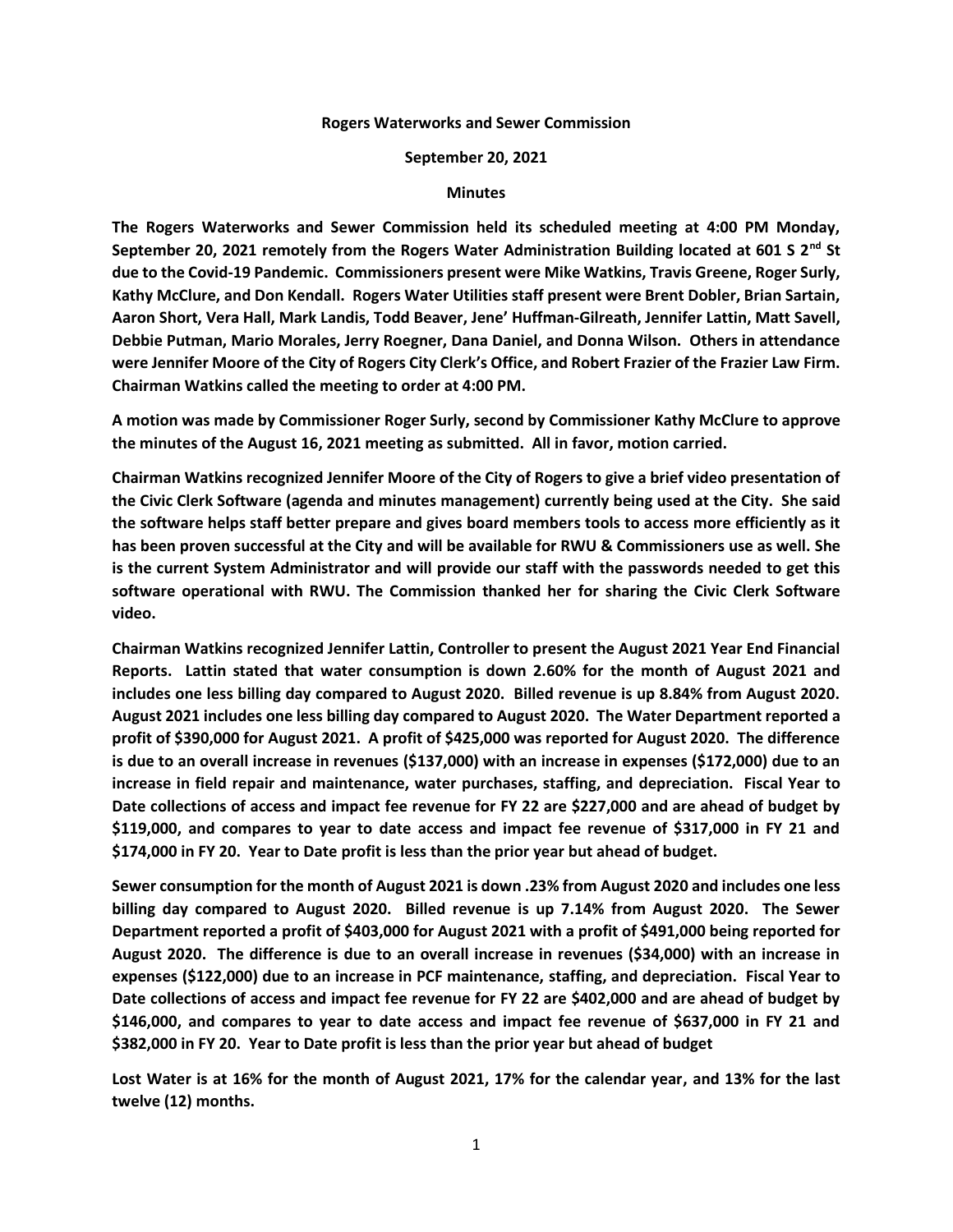**Rogers Waterworks and Sewer Commission**

**September 20, 2021**

**Minutes**

**The Rogers Waterworks and Sewer Commission held its scheduled meeting at 4:00 PM Monday, September 20, 2021 remotely from the Rogers Water Administration Building located at 601 S 2nd St due to the Covid-19 Pandemic. Commissioners present were Mike Watkins, Travis Greene, Roger Surly, Kathy McClure, and Don Kendall. Rogers Water Utilities staff present were Brent Dobler, Brian Sartain, Aaron Short, Vera Hall, Mark Landis, Todd Beaver, Jene' Huffman-Gilreath, Jennifer Lattin, Matt Savell, Debbie Putman, Mario Morales, Jerry Roegner, Dana Daniel, and Donna Wilson. Others in attendance were Jennifer Moore of the City of Rogers City Clerk's Office, and Robert Frazier of the Frazier Law Firm. Chairman Watkins called the meeting to order at 4:00 PM.**

**A motion was made by Commissioner Roger Surly, second by Commissioner Kathy McClure to approve the minutes of the August 16, 2021 meeting as submitted. All in favor, motion carried.**

**Chairman Watkins recognized Jennifer Moore of the City of Rogers to give a brief video presentation of the Civic Clerk Software (agenda and minutes management) currently being used at the City. She said the software helps staff better prepare and gives board members tools to access more efficiently as it has been proven successful at the City and will be available for RWU & Commissioners use as well. She is the current System Administrator and will provide our staff with the passwords needed to get this software operational with RWU. The Commission thanked her for sharing the Civic Clerk Software video.**

**Chairman Watkins recognized Jennifer Lattin, Controller to present the August 2021 Year End Financial Reports. Lattin stated that water consumption is down 2.60% for the month of August 2021 and includes one less billing day compared to August 2020. Billed revenue is up 8.84% from August 2020. August 2021 includes one less billing day compared to August 2020. The Water Department reported a profit of $390,000 for August 2021. A profit of $425,000 was reported for August 2020. The difference is due to an overall increase in revenues ($137,000) with an increase in expenses ($172,000) due to an increase in field repair and maintenance, water purchases, staffing, and depreciation. Fiscal Year to Date collections of access and impact fee revenue for FY 22 are $227,000 and are ahead of budget by $119,000, and compares to year to date access and impact fee revenue of $317,000 in FY 21 and $174,000 in FY 20. Year to Date profit is less than the prior year but ahead of budget.**

**Sewer consumption for the month of August 2021 is down .23% from August 2020 and includes one less billing day compared to August 2020. Billed revenue is up 7.14% from August 2020. The Sewer Department reported a profit of $403,000 for August 2021 with a profit of $491,000 being reported for August 2020. The difference is due to an overall increase in revenues ($34,000) with an increase in expenses ($122,000) due to an increase in PCF maintenance, staffing, and depreciation. Fiscal Year to Date collections of access and impact fee revenue for FY 22 are $402,000 and are ahead of budget by $146,000, and compares to year to date access and impact fee revenue of $637,000 in FY 21 and $382,000 in FY 20. Year to Date profit is less than the prior year but ahead of budget**

**Lost Water is at 16% for the month of August 2021, 17% for the calendar year, and 13% for the last twelve (12) months.**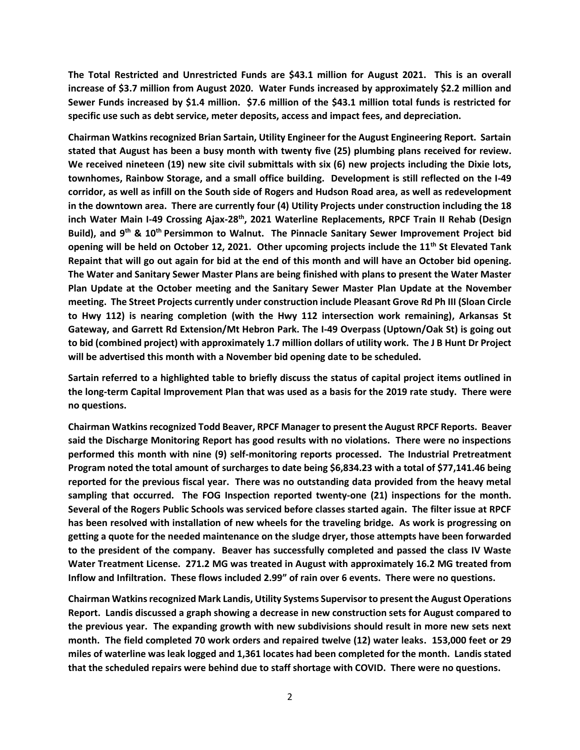**The Total Restricted and Unrestricted Funds are $43.1 million for August 2021. This is an overall increase of $3.7 million from August 2020. Water Funds increased by approximately $2.2 million and Sewer Funds increased by $1.4 million. $7.6 million of the $43.1 million total funds is restricted for specific use such as debt service, meter deposits, access and impact fees, and depreciation.**

**Chairman Watkins recognized Brian Sartain, Utility Engineer for the August Engineering Report. Sartain stated that August has been a busy month with twenty five (25) plumbing plans received for review. We received nineteen (19) new site civil submittals with six (6) new projects including the Dixie lots, townhomes, Rainbow Storage, and a small office building. Development is still reflected on the I-49 corridor, as well as infill on the South side of Rogers and Hudson Road area, as well as redevelopment in the downtown area. There are currently four (4) Utility Projects under construction including the 18 inch Water Main I-49 Crossing Ajax-28th, 2021 Waterline Replacements, RPCF Train II Rehab (Design Build), and 9th & 10th Persimmon to Walnut. The Pinnacle Sanitary Sewer Improvement Project bid opening will be held on October 12, 2021. Other upcoming projects include the 11th St Elevated Tank Repaint that will go out again for bid at the end of this month and will have an October bid opening. The Water and Sanitary Sewer Master Plans are being finished with plans to present the Water Master Plan Update at the October meeting and the Sanitary Sewer Master Plan Update at the November meeting. The Street Projects currently under construction include Pleasant Grove Rd Ph III (Sloan Circle to Hwy 112) is nearing completion (with the Hwy 112 intersection work remaining), Arkansas St Gateway, and Garrett Rd Extension/Mt Hebron Park. The I-49 Overpass (Uptown/Oak St) is going out to bid (combined project) with approximately 1.7 million dollars of utility work. The J B Hunt Dr Project will be advertised this month with a November bid opening date to be scheduled.**

**Sartain referred to a highlighted table to briefly discuss the status of capital project items outlined in the long-term Capital Improvement Plan that was used as a basis for the 2019 rate study. There were no questions.**

**Chairman Watkins recognized Todd Beaver, RPCF Manager to present the August RPCF Reports. Beaver said the Discharge Monitoring Report has good results with no violations. There were no inspections performed this month with nine (9) self-monitoring reports processed. The Industrial Pretreatment Program noted the total amount of surcharges to date being $6,834.23 with a total of $77,141.46 being reported for the previous fiscal year. There was no outstanding data provided from the heavy metal sampling that occurred. The FOG Inspection reported twenty-one (21) inspections for the month. Several of the Rogers Public Schools was serviced before classes started again. The filter issue at RPCF has been resolved with installation of new wheels for the traveling bridge. As work is progressing on getting a quote for the needed maintenance on the sludge dryer, those attempts have been forwarded to the president of the company. Beaver has successfully completed and passed the class IV Waste Water Treatment License. 271.2 MG was treated in August with approximately 16.2 MG treated from Inflow and Infiltration. These flows included 2.99" of rain over 6 events. There were no questions.**

**Chairman Watkins recognized Mark Landis, Utility Systems Supervisor to present the August Operations Report. Landis discussed a graph showing a decrease in new construction sets for August compared to the previous year. The expanding growth with new subdivisions should result in more new sets next month. The field completed 70 work orders and repaired twelve (12) water leaks. 153,000 feet or 29 miles of waterline was leak logged and 1,361 locates had been completed for the month. Landis stated that the scheduled repairs were behind due to staff shortage with COVID. There were no questions.**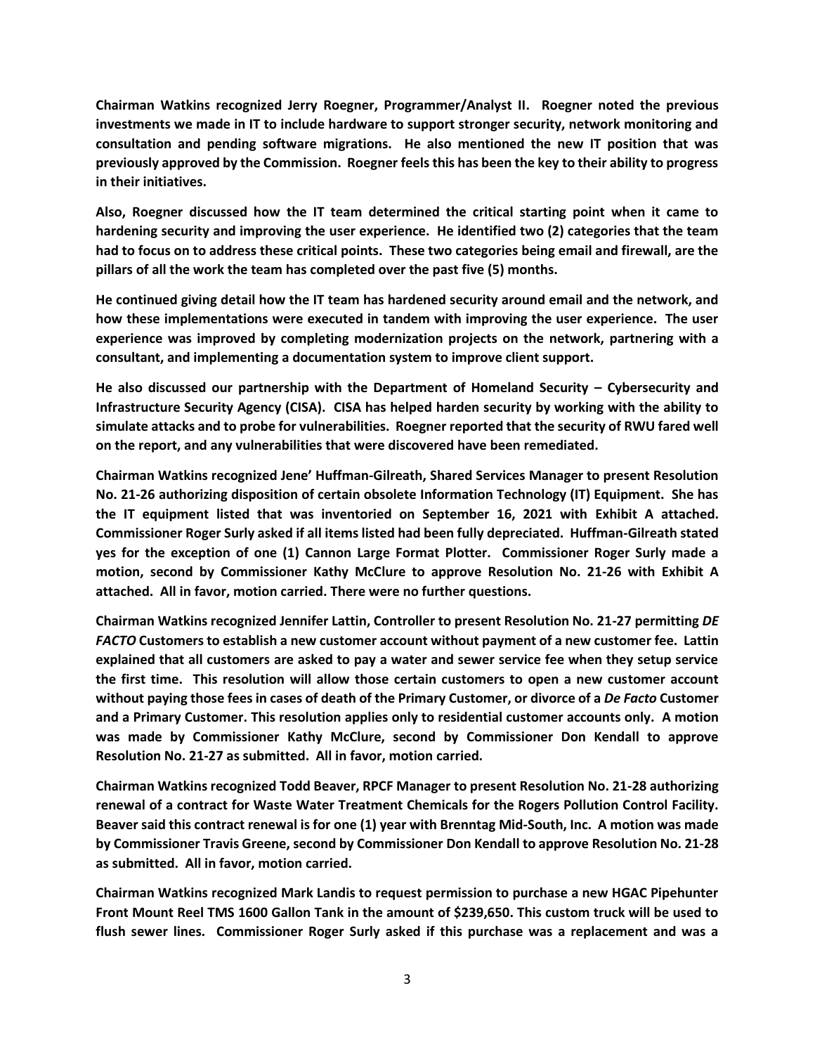**Chairman Watkins recognized Jerry Roegner, Programmer/Analyst II. Roegner noted the previous investments we made in IT to include hardware to support stronger security, network monitoring and consultation and pending software migrations. He also mentioned the new IT position that was previously approved by the Commission. Roegner feels this has been the key to their ability to progress in their initiatives.**

**Also, Roegner discussed how the IT team determined the critical starting point when it came to hardening security and improving the user experience. He identified two (2) categories that the team had to focus on to address these critical points. These two categories being email and firewall, are the pillars of all the work the team has completed over the past five (5) months.**

**He continued giving detail how the IT team has hardened security around email and the network, and how these implementations were executed in tandem with improving the user experience. The user experience was improved by completing modernization projects on the network, partnering with a consultant, and implementing a documentation system to improve client support.**

**He also discussed our partnership with the Department of Homeland Security – Cybersecurity and Infrastructure Security Agency (CISA). CISA has helped harden security by working with the ability to simulate attacks and to probe for vulnerabilities. Roegner reported that the security of RWU fared well on the report, and any vulnerabilities that were discovered have been remediated.**

**Chairman Watkins recognized Jene' Huffman-Gilreath, Shared Services Manager to present Resolution No. 21-26 authorizing disposition of certain obsolete Information Technology (IT) Equipment. She has the IT equipment listed that was inventoried on September 16, 2021 with Exhibit A attached. Commissioner Roger Surly asked if all items listed had been fully depreciated. Huffman-Gilreath stated yes for the exception of one (1) Cannon Large Format Plotter. Commissioner Roger Surly made a motion, second by Commissioner Kathy McClure to approve Resolution No. 21-26 with Exhibit A attached. All in favor, motion carried. There were no further questions.**

**Chairman Watkins recognized Jennifer Lattin, Controller to present Resolution No. 21-27 permitting *DE FACTO* Customers to establish a new customer account without payment of a new customer fee. Lattin explained that all customers are asked to pay a water and sewer service fee when they setup service the first time. This resolution will allow those certain customers to open a new customer account without paying those fees in cases of death of the Primary Customer, or divorce of a *De Facto* Customer and a Primary Customer. This resolution applies only to residential customer accounts only. A motion was made by Commissioner Kathy McClure, second by Commissioner Don Kendall to approve Resolution No. 21-27 as submitted. All in favor, motion carried.**

**Chairman Watkins recognized Todd Beaver, RPCF Manager to present Resolution No. 21-28 authorizing renewal of a contract for Waste Water Treatment Chemicals for the Rogers Pollution Control Facility. Beaver said this contract renewal is for one (1) year with Brenntag Mid-South, Inc. A motion was made by Commissioner Travis Greene, second by Commissioner Don Kendall to approve Resolution No. 21-28 as submitted. All in favor, motion carried.**

**Chairman Watkins recognized Mark Landis to request permission to purchase a new HGAC Pipehunter Front Mount Reel TMS 1600 Gallon Tank in the amount of $239,650. This custom truck will be used to flush sewer lines. Commissioner Roger Surly asked if this purchase was a replacement and was a**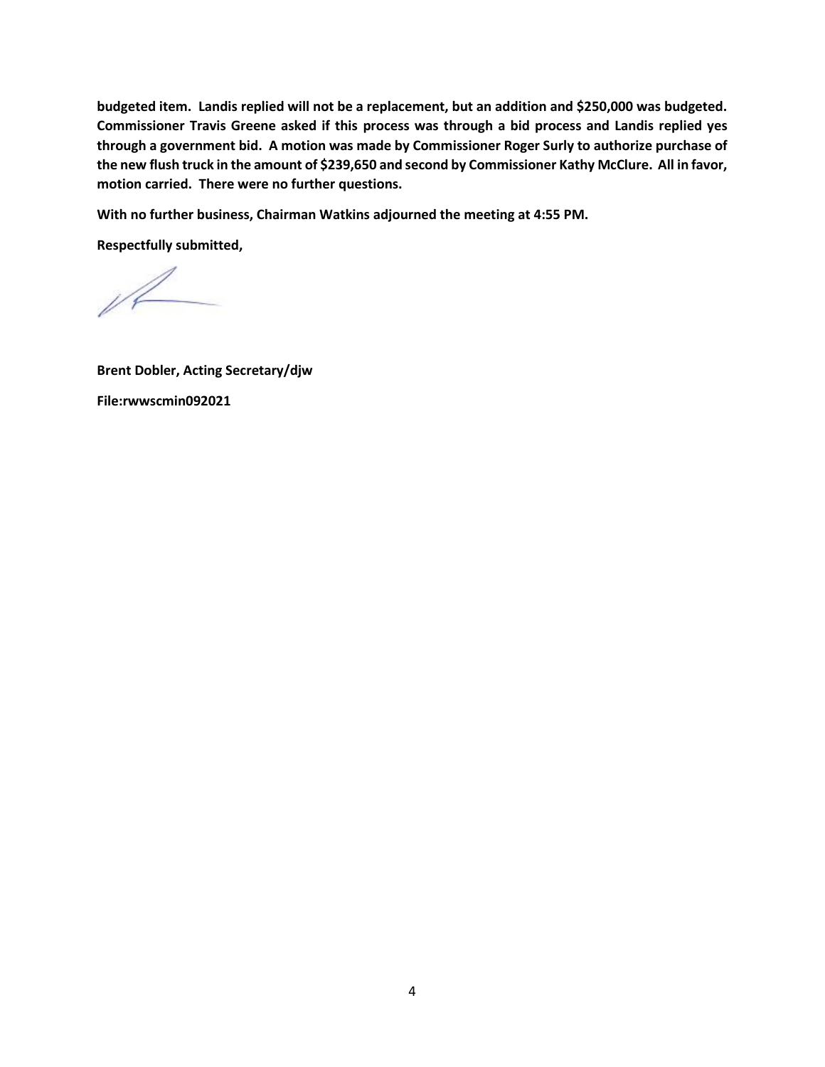**budgeted item. Landis replied will not be a replacement, but an addition and $250,000 was budgeted. Commissioner Travis Greene asked if this process was through a bid process and Landis replied yes through a government bid. A motion was made by Commissioner Roger Surly to authorize purchase of the new flush truck in the amount of $239,650 and second by Commissioner Kathy McClure. All in favor, motion carried. There were no further questions.**

**With no further business, Chairman Watkins adjourned the meeting at 4:55 PM.**

**Respectfully submitted,**

**Brent Dobler, Acting Secretary/djw**

**File:rwwscmin092021**